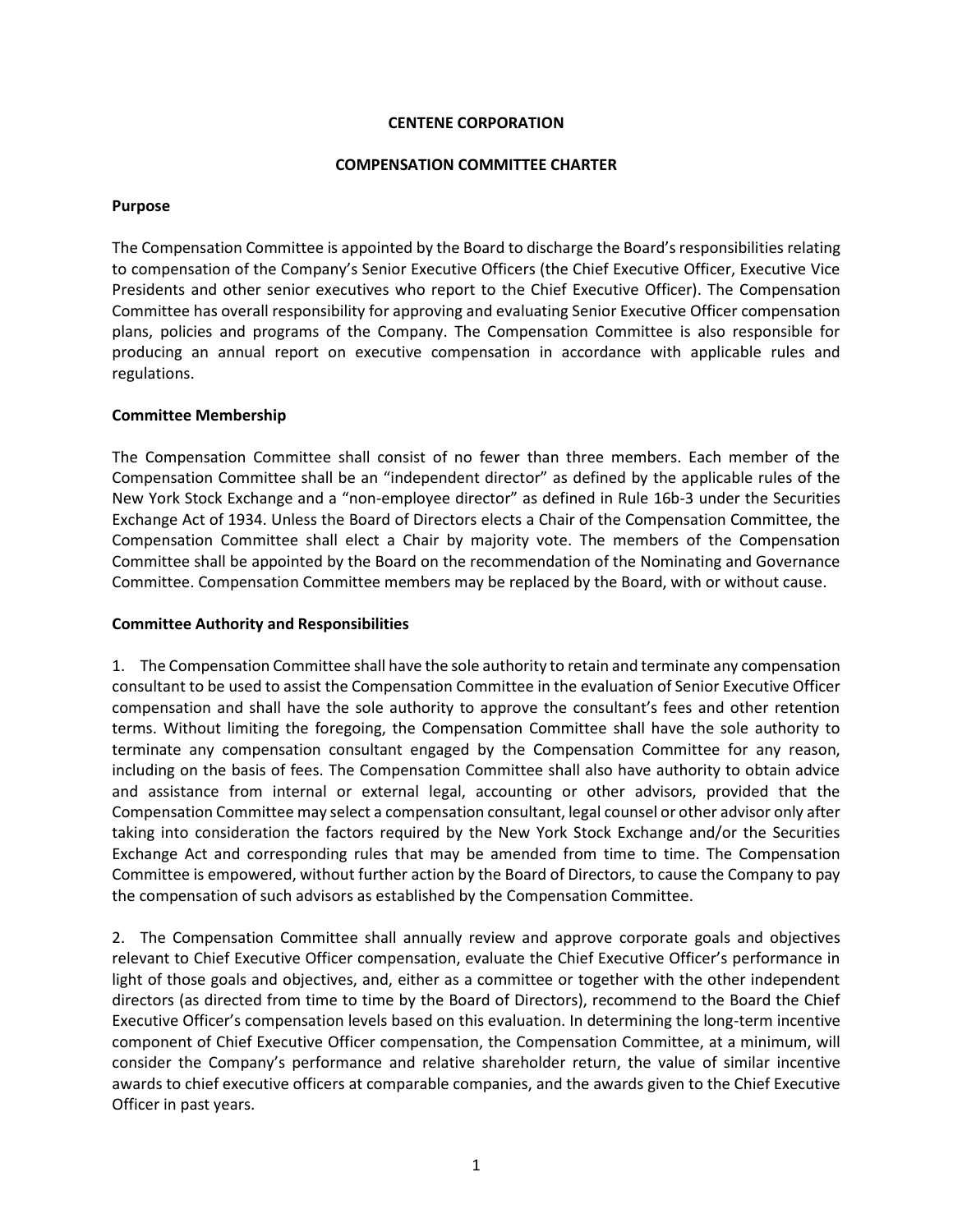# CENTENE CORPORATION

## COMPENSATION COMMITTEE CHARTER

### Purpose

The Compensation Committee is appointed by the Board to discharge the Board's responsibilities relating to compensation of the Company's Senior Executive Officers (the Chief Executive Officer, Executive Vice Presidents and other senior executives who report to the Chief Executive Officer). The Compensation Committee has overall responsibility for approving and evaluating Senior Executive Officer compensation plans, policies and programs of the Company. The Compensation Committee is also responsible for producing an annual report on executive compensation in accordance with applicable rules and regulations.

### Committee Membership

The Compensation Committee shall consist of no fewer than three members. Each member of the Compensation Committee shall be an "independent director" as defined by the applicable rules of the New York Stock Exchange and a "non-employee director" as defined in Rule 16b-3 under the Securities Exchange Act of 1934. Unless the Board of Directors elects a Chair of the Compensation Committee, the Compensation Committee shall elect a Chair by majority vote. The members of the Compensation Committee shall be appointed by the Board on the recommendation of the Nominating and Governance Committee. Compensation Committee members may be replaced by the Board, with or without cause.

### Committee Authority and Responsibilities

1. The Compensation Committee shall have the sole authority to retain and terminate any compensation consultant to be used to assist the Compensation Committee in the evaluation of Senior Executive Officer compensation and shall have the sole authority to approve the consultant's fees and other retention terms. Without limiting the foregoing, the Compensation Committee shall have the sole authority to terminate any compensation consultant engaged by the Compensation Committee for any reason, including on the basis of fees. The Compensation Committee shall also have authority to obtain advice and assistance from internal or external legal, accounting or other advisors, provided that the Compensation Committee may select a compensation consultant, legal counsel or other advisor only after taking into consideration the factors required by the New York Stock Exchange and/or the Securities Exchange Act and corresponding rules that may be amended from time to time. The Compensation Committee is empowered, without further action by the Board of Directors, to cause the Company to pay the compensation of such advisors as established by the Compensation Committee.

2. The Compensation Committee shall annually review and approve corporate goals and objectives relevant to Chief Executive Officer compensation, evaluate the Chief Executive Officer's performance in light of those goals and objectives, and, either as a committee or together with the other independent directors (as directed from time to time by the Board of Directors), recommend to the Board the Chief Executive Officer's compensation levels based on this evaluation. In determining the long-term incentive component of Chief Executive Officer compensation, the Compensation Committee, at a minimum, will consider the Company's performance and relative shareholder return, the value of similar incentive awards to chief executive officers at comparable companies, and the awards given to the Chief Executive Officer in past years.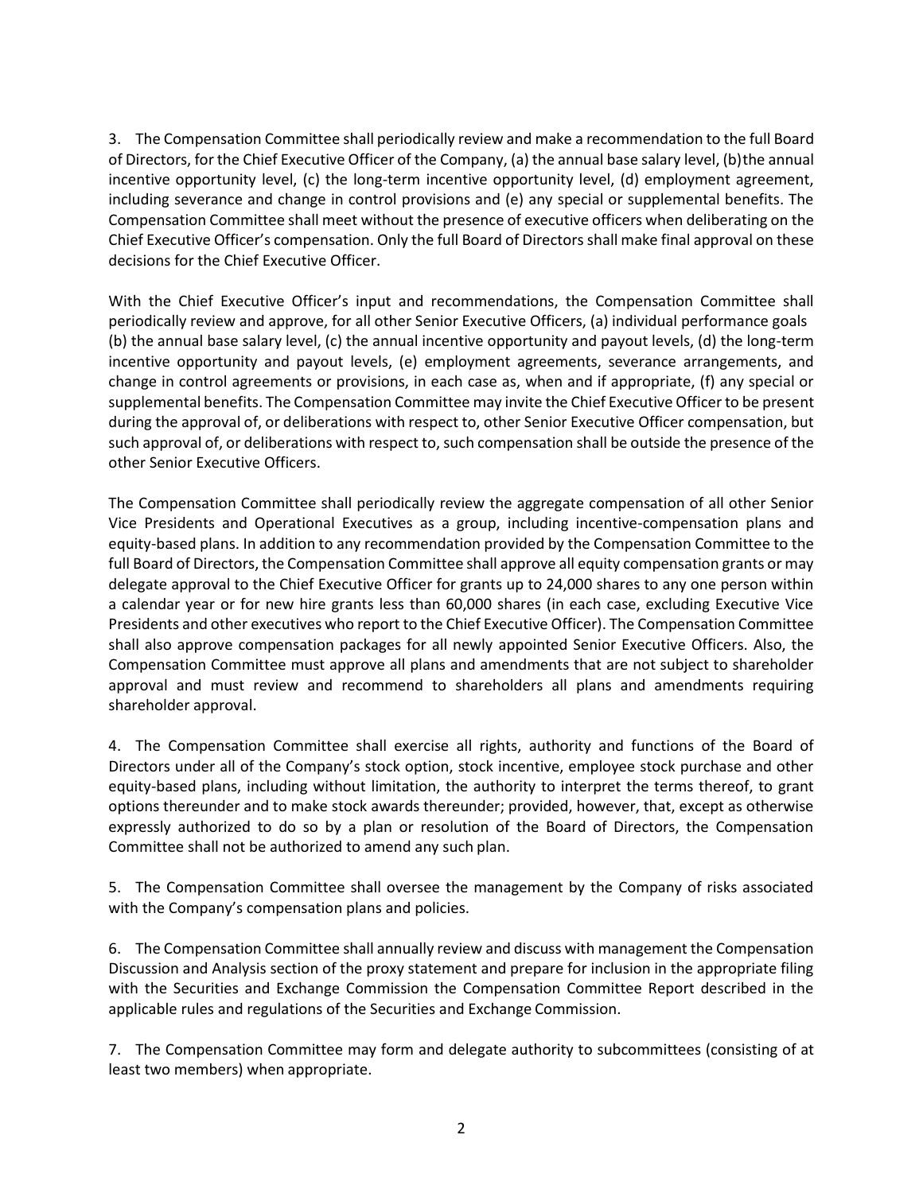3. The Compensation Committee shall periodically review and make a recommendation to the full Board of Directors, for the Chief Executive Officer of the Company, (a) the annual base salary level, (b) the annual incentive opportunity level, (c) the long-term incentive opportunity level, (d) employment agreement, including severance and change in control provisions and (e) any special or supplemental benefits. The Compensation Committee shall meet without the presence of executive officers when deliberating on the Chief Executive Officer's compensation. Only the full Board of Directors shall make final approval on these decisions for the Chief Executive Officer.

With the Chief Executive Officer's input and recommendations, the Compensation Committee shall periodically review and approve, for all other Senior Executive Officers, (a) individual performance goals (b) the annual base salary level, (c) the annual incentive opportunity and payout levels, (d) the long-term incentive opportunity and payout levels, (e) employment agreements, severance arrangements, and change in control agreements or provisions, in each case as, when and if appropriate, (f) any special or supplemental benefits. The Compensation Committee may invite the Chief Executive Officer to be present during the approval of, or deliberations with respect to, other Senior Executive Officer compensation, but such approval of, or deliberations with respect to, such compensation shall be outside the presence of the other Senior Executive Officers.

The Compensation Committee shall periodically review the aggregate compensation of all other Senior Vice Presidents and Operational Executives as a group, including incentive-compensation plans and equity-based plans. In addition to any recommendation provided by the Compensation Committee to the full Board of Directors, the Compensation Committee shall approve all equity compensation grants or may delegate approval to the Chief Executive Officer for grants up to 24,000 shares to any one person within a calendar year or for new hire grants less than 60,000 shares (in each case, excluding Executive Vice Presidents and other executives who report to the Chief Executive Officer). The Compensation Committee shall also approve compensation packages for all newly appointed Senior Executive Officers. Also, the Compensation Committee must approve all plans and amendments that are not subject to shareholder approval and must review and recommend to shareholders all plans and amendments requiring shareholder approval.

4. The Compensation Committee shall exercise all rights, authority and functions of the Board of Directors under all of the Company's stock option, stock incentive, employee stock purchase and other equity-based plans, including without limitation, the authority to interpret the terms thereof, to grant options thereunder and to make stock awards thereunder; provided, however, that, except as otherwise expressly authorized to do so by a plan or resolution of the Board of Directors, the Compensation Committee shall not be authorized to amend any such plan.

5. The Compensation Committee shall oversee the management by the Company of risks associated with the Company's compensation plans and policies.

6. The Compensation Committee shall annually review and discuss with management the Compensation Discussion and Analysis section of the proxy statement and prepare for inclusion in the appropriate filing with the Securities and Exchange Commission the Compensation Committee Report described in the applicable rules and regulations of the Securities and Exchange Commission.

7. The Compensation Committee may form and delegate authority to subcommittees (consisting of at least two members) when appropriate.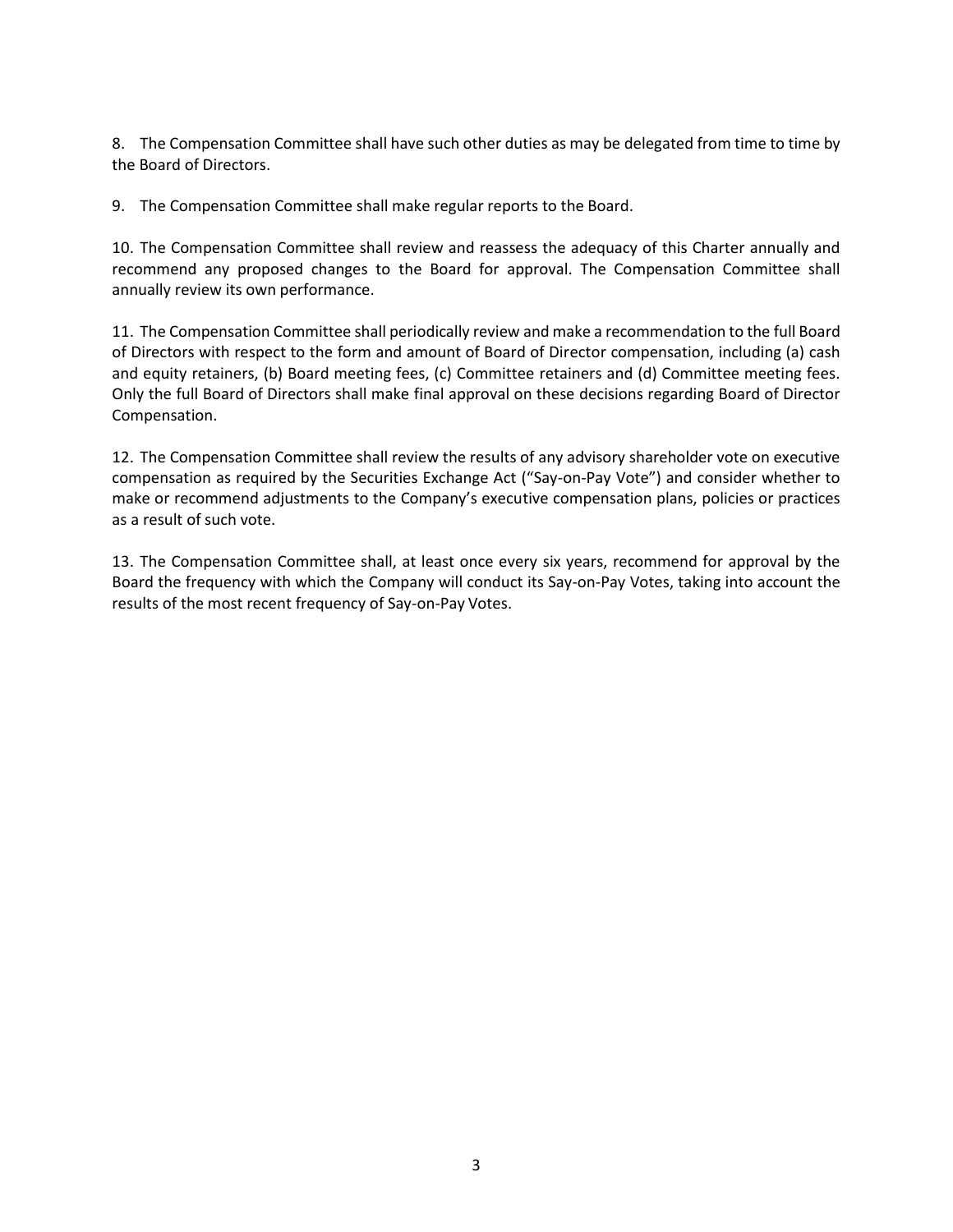8. The Compensation Committee shall have such other duties as may be delegated from time to time by the Board of Directors.

9. The Compensation Committee shall make regular reports to the Board.

10. The Compensation Committee shall review and reassess the adequacy of this Charter annually and recommend any proposed changes to the Board for approval. The Compensation Committee shall annually review its own performance.

11. The Compensation Committee shall periodically review and make a recommendation to the full Board of Directors with respect to the form and amount of Board of Director compensation, including (a) cash and equity retainers, (b) Board meeting fees, (c) Committee retainers and (d) Committee meeting fees. Only the full Board of Directors shall make final approval on these decisions regarding Board of Director Compensation.

12. The Compensation Committee shall review the results of any advisory shareholder vote on executive compensation as required by the Securities Exchange Act ("Say-on-Pay Vote") and consider whether to make or recommend adjustments to the Company's executive compensation plans, policies or practices as a result of such vote.

13. The Compensation Committee shall, at least once every six years, recommend for approval by the Board the frequency with which the Company will conduct its Say-on-Pay Votes, taking into account the results of the most recent frequency of Say-on-Pay Votes.